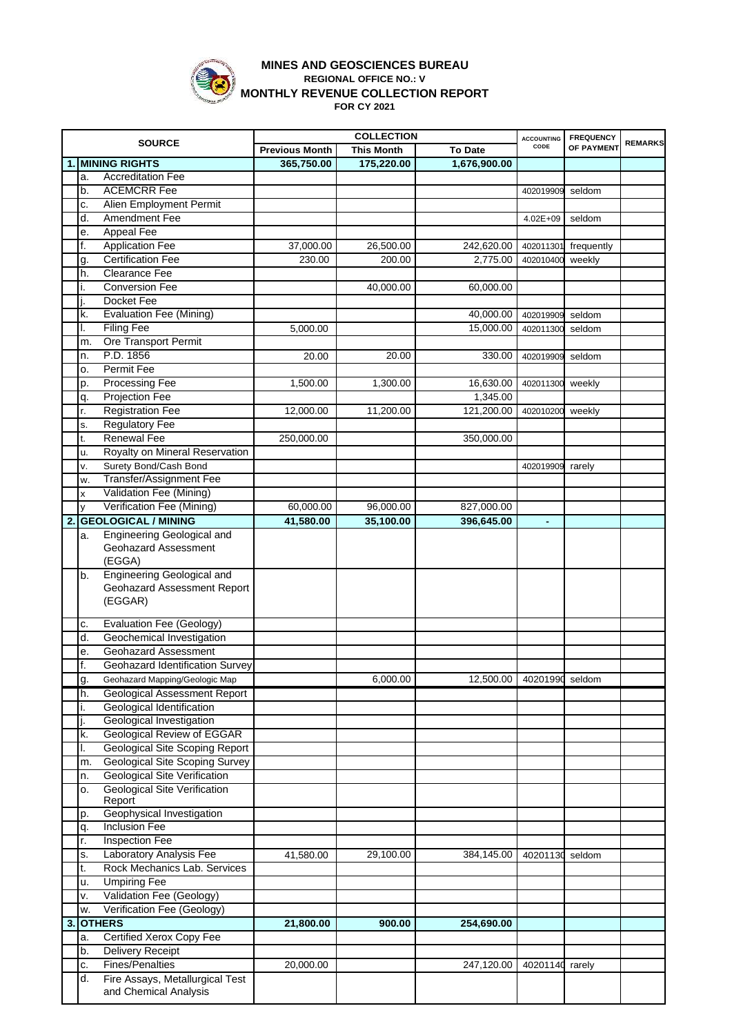# MINES AND GEOSCIENCES BUREAU

**REGIONAL OFFICE NO.: V**

**MONTHLY REVENUE COLLECTION REPORT**

**FOR CY 2021**

| SOURCE | | COLLECTION | | | ACCOUNTING CODE | FREQUENCY OF PAYMENT | REMARKS |
|---|---|---|---|---|---|---|---|
| | | Previous Month | This Month | To Date | | | |
| **1.** | **MINING RIGHTS** | **365,750.00** | **175,220.00** | **1,676,900.00** | | | |
| a. | Accreditation Fee | | | | | | |
| b. | ACEMCRR Fee | | | | 402019909 | seldom | |
| c. | Alien Employment Permit | | | | | | |
| d. | Amendment Fee | | | | 4.02E+09 | seldom | |
| e. | Appeal Fee | | | | | | |
| f. | Application Fee | 37,000.00 | 26,500.00 | 242,620.00 | 402011301 | frequently | |
| g. | Certification Fee | 230.00 | 200.00 | 2,775.00 | 402010400 | weekly | |
| h. | Clearance Fee | | | | | | |
| i. | Conversion Fee | | 40,000.00 | 60,000.00 | | | |
| j. | Docket Fee | | | | | | |
| k. | Evaluation Fee (Mining) | | | 40,000.00 | 402019909 | seldom | |
| l. | Filing Fee | 5,000.00 | | 15,000.00 | 402011300 | seldom | |
| m. | Ore Transport Permit | | | | | | |
| n. | P.D. 1856 | 20.00 | 20.00 | 330.00 | 402019909 | seldom | |
| o. | Permit Fee | | | | | | |
| p. | Processing Fee | 1,500.00 | 1,300.00 | 16,630.00 | 402011300 | weekly | |
| q. | Projection Fee | | | 1,345.00 | | | |
| r. | Registration Fee | 12,000.00 | 11,200.00 | 121,200.00 | 402010200 | weekly | |
| s. | Regulatory Fee | | | | | | |
| t. | Renewal Fee | 250,000.00 | | 350,000.00 | | | |
| u. | Royalty on Mineral Reservation | | | | | | |
| v. | Surety Bond/Cash Bond | | | | 402019909 | rarely | |
| w. | Transfer/Assignment Fee | | | | | | |
| x | Validation Fee (Mining) | | | | | | |
| y | Verification Fee (Mining) | 60,000.00 | 96,000.00 | 827,000.00 | | | |
| **2.** | **GEOLOGICAL / MINING** | **41,580.00** | **35,100.00** | **396,645.00** | - | | |
| a. | Engineering Geological and Geohazard Assessment (EGGA) | | | | | | |
| b. | Engineering Geological and Geohazard Assessment Report (EGGAR) | | | | | | |
| c. | Evaluation Fee (Geology) | | | | | | |
| d. | Geochemical Investigation | | | | | | |
| e. | Geohazard Assessment | | | | | | |
| f. | Geohazard Identification Survey | | | | | | |
| g. | Geohazard Mapping/Geologic Map | | 6,000.00 | 12,500.00 | 40201990 | seldom | |
| h. | Geological Assessment Report | | | | | | |
| i. | Geological Identification | | | | | | |
| j. | Geological Investigation | | | | | | |
| k. | Geological Review of EGGAR | | | | | | |
| l. | Geological Site Scoping Report | | | | | | |
| m. | Geological Site Scoping Survey | | | | | | |
| n. | Geological Site Verification | | | | | | |
| o. | Geological Site Verification Report | | | | | | |
| p. | Geophysical Investigation | | | | | | |
| q. | Inclusion Fee | | | | | | |
| r. | Inspection Fee | | | | | | |
| s. | Laboratory Analysis Fee | 41,580.00 | 29,100.00 | 384,145.00 | 40201130 | seldom | |
| t. | Rock Mechanics Lab. Services | | | | | | |
| u. | Umpiring Fee | | | | | | |
| v. | Validation Fee (Geology) | | | | | | |
| w. | Verification Fee (Geology) | | | | | | |
| **3.** | **OTHERS** | **21,800.00** | **900.00** | **254,690.00** | | | |
| a. | Certified Xerox Copy Fee | | | | | | |
| b. | Delivery Receipt | | | | | | |
| c. | Fines/Penalties | 20,000.00 | | 247,120.00 | 40201140 | rarely | |
| d. | Fire Assays, Metallurgical Test and Chemical Analysis | | | | | | |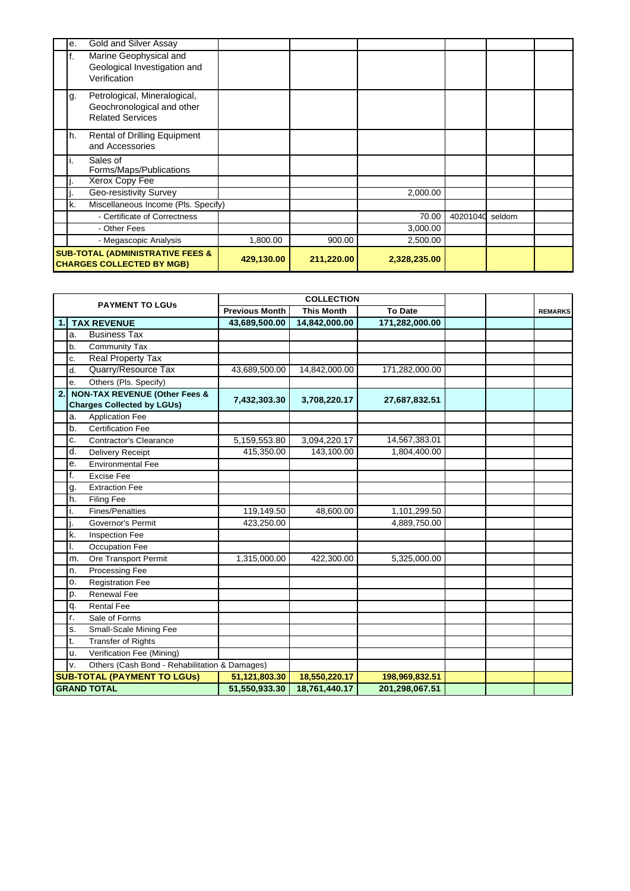| | | | | | | | |
|---|---|---|---|---|---|---|---|
| e. | Gold and Silver Assay | | | | | | |
| f. | Marine Geophysical and Geological Investigation and Verification | | | | | | |
| g. | Petrological, Mineralogical, Geochronological and other Related Services | | | | | | |
| h. | Rental of Drilling Equipment and Accessories | | | | | | |
| i. | Sales of Forms/Maps/Publications | | | | | | |
| j. | Xerox Copy Fee | | | | | | |
| j. | Geo-resistivity Survey | | | 2,000.00 | | | |
| k. | Miscellaneous Income (Pls. Specify) | | | | | | |
| | - Certificate of Correctness | | | 70.00 | 40201040 | seldom | |
| | - Other Fees | | | 3,000.00 | | | |
| | - Megascopic Analysis | 1,800.00 | 900.00 | 2,500.00 | | | |
| **SUB-TOTAL (ADMINISTRATIVE FEES & CHARGES COLLECTED BY MGB)** | | **429,130.00** | **211,220.00** | **2,328,235.00** | | | |

| PAYMENT TO LGUs | | COLLECTION | | | | | |
|---|---|---|---|---|---|---|---|
| | | Previous Month | This Month | To Date | | | REMARKS |
| **1.** | **TAX REVENUE** | **43,689,500.00** | **14,842,000.00** | **171,282,000.00** | | | |
| a. | Business Tax | | | | | | |
| b. | Community Tax | | | | | | |
| c. | Real Property Tax | | | | | | |
| d. | Quarry/Resource Tax | 43,689,500.00 | 14,842,000.00 | 171,282,000.00 | | | |
| e. | Others (Pls. Specify) | | | | | | |
| **2.** | **NON-TAX REVENUE (Other Fees & Charges Collected by LGUs)** | **7,432,303.30** | **3,708,220.17** | **27,687,832.51** | | | |
| a. | Application Fee | | | | | | |
| b. | Certification Fee | | | | | | |
| c. | Contractor's Clearance | 5,159,553.80 | 3,094,220.17 | 14,567,383.01 | | | |
| d. | Delivery Receipt | 415,350.00 | 143,100.00 | 1,804,400.00 | | | |
| e. | Environmental Fee | | | | | | |
| f. | Excise Fee | | | | | | |
| g. | Extraction Fee | | | | | | |
| h. | Filing Fee | | | | | | |
| i. | Fines/Penalties | 119,149.50 | 48,600.00 | 1,101,299.50 | | | |
| j. | Governor's Permit | 423,250.00 | | 4,889,750.00 | | | |
| k. | Inspection Fee | | | | | | |
| l. | Occupation Fee | | | | | | |
| m. | Ore Transport Permit | 1,315,000.00 | 422,300.00 | 5,325,000.00 | | | |
| n. | Processing Fee | | | | | | |
| o. | Registration Fee | | | | | | |
| p. | Renewal Fee | | | | | | |
| q. | Rental Fee | | | | | | |
| r. | Sale of Forms | | | | | | |
| s. | Small-Scale Mining Fee | | | | | | |
| t. | Transfer of Rights | | | | | | |
| u. | Verification Fee (Mining) | | | | | | |
| v. | Others (Cash Bond - Rehabilitation & Damages) | | | | | | |
| **SUB-TOTAL (PAYMENT TO LGUs)** | | **51,121,803.30** | **18,550,220.17** | **198,969,832.51** | | | |
| **GRAND TOTAL** | | **51,550,933.30** | **18,761,440.17** | **201,298,067.51** | | | |